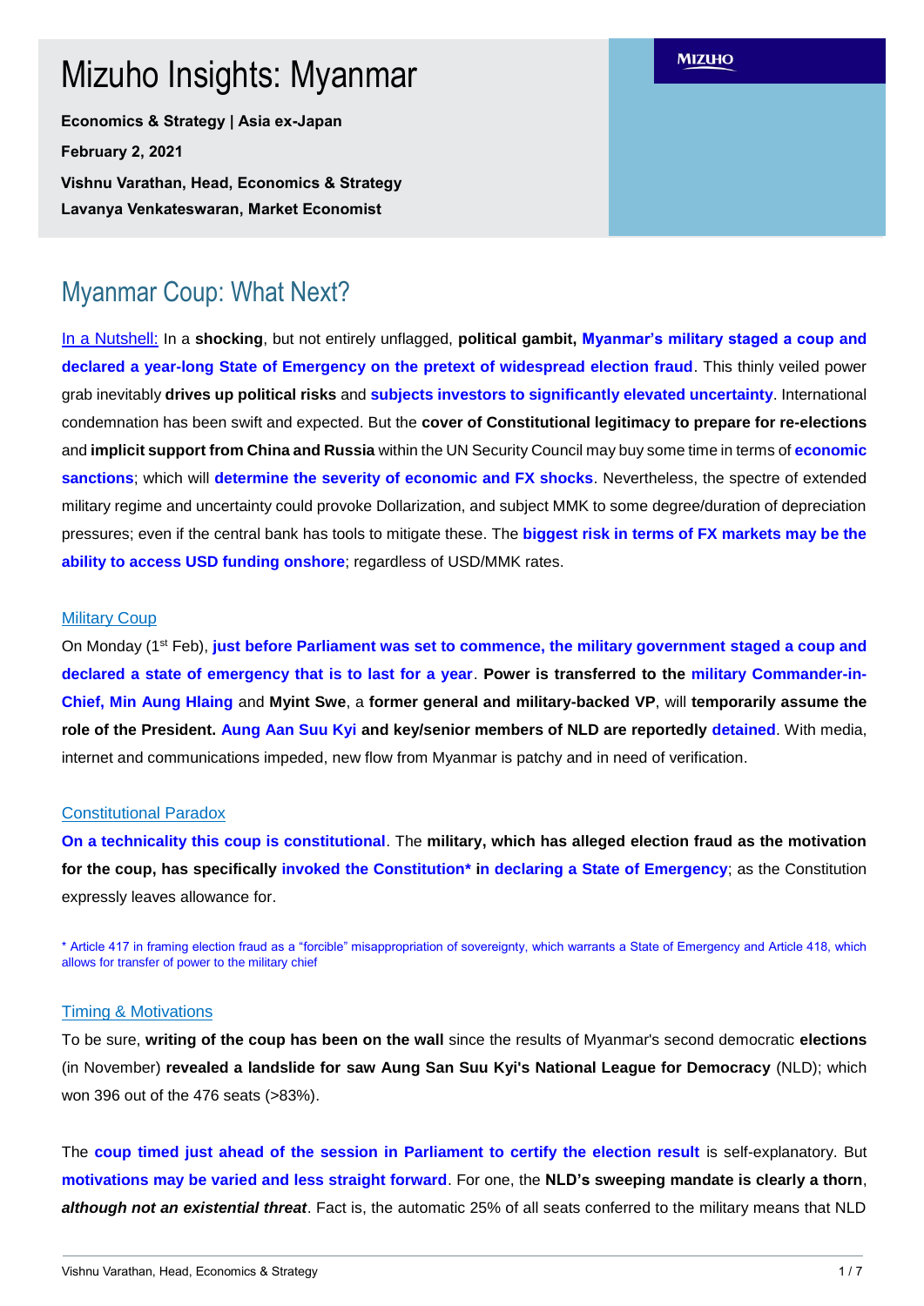# Mizuho Insights: Myanmar

**Economics & Strategy | Asia ex-Japan**

**February 2, 2021**

**Vishnu Varathan, Head, Economics & Strategy**

**Lavanya Venkateswaran, Market Economist**

MIZUHO

## Myanmar Coup: What Next?

In a Nutshell: In a **shocking**, but not entirely unflagged, **political gambit, Myanmar's military staged a coup and declared a year-long State of Emergency on the pretext of widespread election fraud**. This thinly veiled power grab inevitably **drives up political risks** and **subjects investors to significantly elevated uncertainty**. International condemnation has been swift and expected. But the **cover of Constitutional legitimacy to prepare for re-elections** and **implicit support from China and Russia** within the UN Security Council may buy some time in terms of **economic sanctions**; which will **determine the severity of economic and FX shocks**. Nevertheless, the spectre of extended military regime and uncertainty could provoke Dollarization, and subject MMK to some degree/duration of depreciation pressures; even if the central bank has tools to mitigate these. The **biggest risk in terms of FX markets may be the ability to access USD funding onshore**; regardless of USD/MMK rates.

### Military Coup

On Monday (1st Feb), **just before Parliament was set to commence, the military government staged a coup and declared a state of emergency that is to last for a year**. **Power is transferred to the military Commander-in-Chief, Min Aung Hlaing** and **Myint Swe**, a **former general and military-backed VP**, will **temporarily assume the role of the President. Aung Aan Suu Kyi and key/senior members of NLD are reportedly detained**. With media, internet and communications impeded, new flow from Myanmar is patchy and in need of verification.

### Constitutional Paradox

**On a technicality this coup is constitutional**. The **military, which has alleged election fraud as the motivation for the coup, has specifically invoked the Constitution* in declaring a State of Emergency**; as the Constitution expressly leaves allowance for.

\* Article 417 in framing election fraud as a "forcible" misappropriation of sovereignty, which warrants a State of Emergency and Article 418, which allows for transfer of power to the military chief

### Timing & Motivations

To be sure, **writing of the coup has been on the wall** since the results of Myanmar's second democratic **elections** (in November) **revealed a landslide for saw Aung San Suu Kyi's National League for Democracy** (NLD); which won 396 out of the 476 seats (>83%).

The **coup timed just ahead of the session in Parliament to certify the election result** is self-explanatory. But **motivations may be varied and less straight forward**. For one, the **NLD's sweeping mandate is clearly a thorn**, ***although not an existential threat***. Fact is, the automatic 25% of all seats conferred to the military means that NLD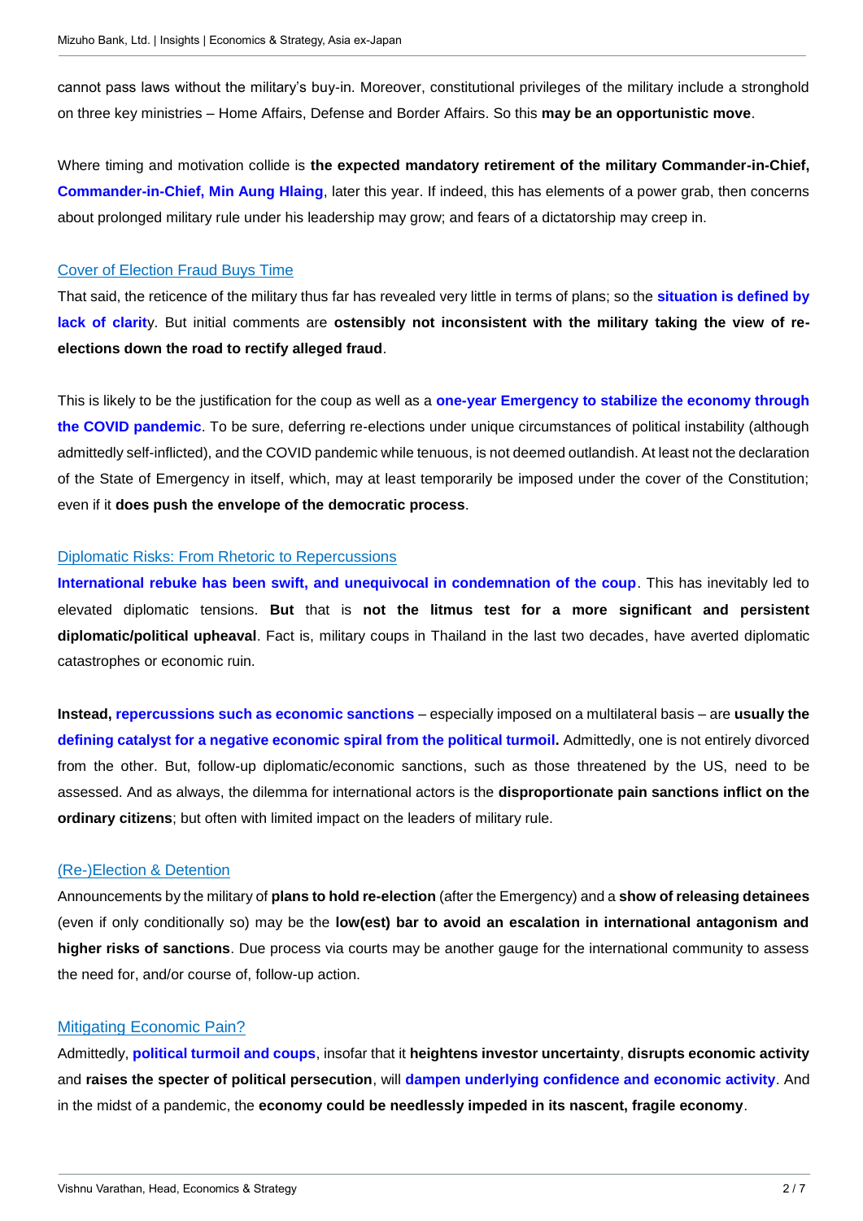cannot pass laws without the military's buy-in. Moreover, constitutional privileges of the military include a stronghold on three key ministries – Home Affairs, Defense and Border Affairs. So this **may be an opportunistic move**.

Where timing and motivation collide is **the expected mandatory retirement of the military Commander-in-Chief, Commander-in-Chief, Min Aung Hlaing**, later this year. If indeed, this has elements of a power grab, then concerns about prolonged military rule under his leadership may grow; and fears of a dictatorship may creep in.

## Cover of Election Fraud Buys Time

That said, the reticence of the military thus far has revealed very little in terms of plans; so the **situation is defined by lack of clarit**y. But initial comments are **ostensibly not inconsistent with the military taking the view of re-elections down the road to rectify alleged fraud**.

This is likely to be the justification for the coup as well as a **one-year Emergency to stabilize the economy through the COVID pandemic**. To be sure, deferring re-elections under unique circumstances of political instability (although admittedly self-inflicted), and the COVID pandemic while tenuous, is not deemed outlandish. At least not the declaration of the State of Emergency in itself, which, may at least temporarily be imposed under the cover of the Constitution; even if it **does push the envelope of the democratic process**.

## Diplomatic Risks: From Rhetoric to Repercussions

**International rebuke has been swift, and unequivocal in condemnation of the coup**. This has inevitably led to elevated diplomatic tensions. **But** that is **not the litmus test for a more significant and persistent diplomatic/political upheaval**. Fact is, military coups in Thailand in the last two decades, have averted diplomatic catastrophes or economic ruin.

**Instead, repercussions such as economic sanctions** – especially imposed on a multilateral basis – are **usually the defining catalyst for a negative economic spiral from the political turmoil.** Admittedly, one is not entirely divorced from the other. But, follow-up diplomatic/economic sanctions, such as those threatened by the US, need to be assessed. And as always, the dilemma for international actors is the **disproportionate pain sanctions inflict on the ordinary citizens**; but often with limited impact on the leaders of military rule.

## (Re-)Election & Detention

Announcements by the military of **plans to hold re-election** (after the Emergency) and a **show of releasing detainees** (even if only conditionally so) may be the **low(est) bar to avoid an escalation in international antagonism and higher risks of sanctions**. Due process via courts may be another gauge for the international community to assess the need for, and/or course of, follow-up action.

## Mitigating Economic Pain?

Admittedly, **political turmoil and coups**, insofar that it **heightens investor uncertainty**, **disrupts economic activity** and **raises the specter of political persecution**, will **dampen underlying confidence and economic activity**. And in the midst of a pandemic, the **economy could be needlessly impeded in its nascent, fragile economy**.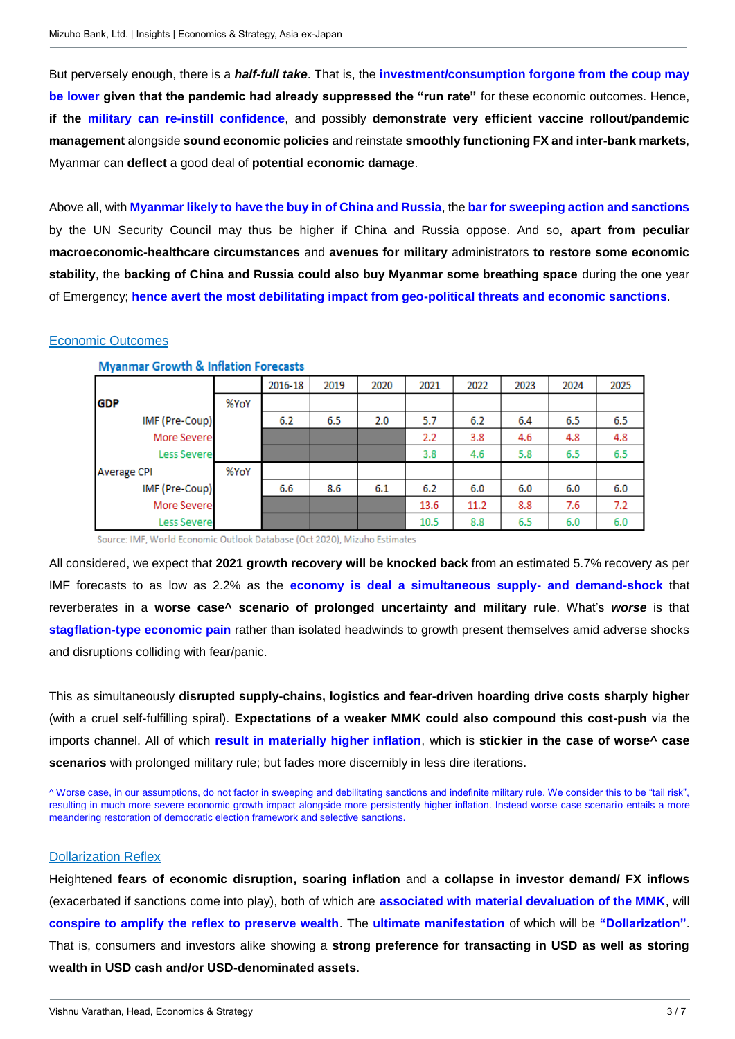But perversely enough, there is a ***half-full take***. That is, the **investment/consumption forgone from the coup may be lower given that the pandemic had already suppressed the "run rate"** for these economic outcomes. Hence, **if the military can re-instill confidence**, and possibly **demonstrate very efficient vaccine rollout/pandemic management** alongside **sound economic policies** and reinstate **smoothly functioning FX and inter-bank markets**, Myanmar can **deflect** a good deal of **potential economic damage**.

Above all, with **Myanmar likely to have the buy in of China and Russia**, the **bar for sweeping action and sanctions** by the UN Security Council may thus be higher if China and Russia oppose. And so, **apart from peculiar macroeconomic-healthcare circumstances** and **avenues for military** administrators **to restore some economic stability**, the **backing of China and Russia could also buy Myanmar some breathing space** during the one year of Emergency; **hence avert the most debilitating impact from geo-political threats and economic sanctions**.

## Economic Outcomes

**Myanmar Growth & Inflation Forecasts**

| | | 2016-18 | 2019 | 2020 | 2021 | 2022 | 2023 | 2024 | 2025 |
|---|---|---|---|---|---|---|---|---|---|
| **GDP** | %YoY | | | | | | | | |
| IMF (Pre-Coup) | | 6.2 | 6.5 | 2.0 | 5.7 | 6.2 | 6.4 | 6.5 | 6.5 |
| More Severe | | | | | 2.2 | 3.8 | 4.6 | 4.8 | 4.8 |
| Less Severe | | | | | 3.8 | 4.6 | 5.8 | 6.5 | 6.5 |
| Average CPI | %YoY | | | | | | | | |
| IMF (Pre-Coup) | | 6.6 | 8.6 | 6.1 | 6.2 | 6.0 | 6.0 | 6.0 | 6.0 |
| More Severe | | | | | 13.6 | 11.2 | 8.8 | 7.6 | 7.2 |
| Less Severe | | | | | 10.5 | 8.8 | 6.5 | 6.0 | 6.0 |

Source: IMF, World Economic Outlook Database (Oct 2020), Mizuho Estimates

All considered, we expect that **2021 growth recovery will be knocked back** from an estimated 5.7% recovery as per IMF forecasts to as low as 2.2% as the **economy is deal a simultaneous supply- and demand-shock** that reverberates in a **worse case^ scenario of prolonged uncertainty and military rule**. What's ***worse*** is that **stagflation-type economic pain** rather than isolated headwinds to growth present themselves amid adverse shocks and disruptions colliding with fear/panic.

This as simultaneously **disrupted supply-chains, logistics and fear-driven hoarding drive costs sharply higher** (with a cruel self-fulfilling spiral). **Expectations of a weaker MMK could also compound this cost-push** via the imports channel. All of which **result in materially higher inflation**, which is **stickier in the case of worse^ case scenarios** with prolonged military rule; but fades more discernibly in less dire iterations.

^ Worse case, in our assumptions, do not factor in sweeping and debilitating sanctions and indefinite military rule. We consider this to be "tail risk", resulting in much more severe economic growth impact alongside more persistently higher inflation. Instead worse case scenario entails a more meandering restoration of democratic election framework and selective sanctions.

## Dollarization Reflex

Heightened **fears of economic disruption, soaring inflation** and a **collapse in investor demand/ FX inflows** (exacerbated if sanctions come into play), both of which are **associated with material devaluation of the MMK**, will **conspire to amplify the reflex to preserve wealth**. The **ultimate manifestation** of which will be **"Dollarization"**. That is, consumers and investors alike showing a **strong preference for transacting in USD as well as storing wealth in USD cash and/or USD-denominated assets**.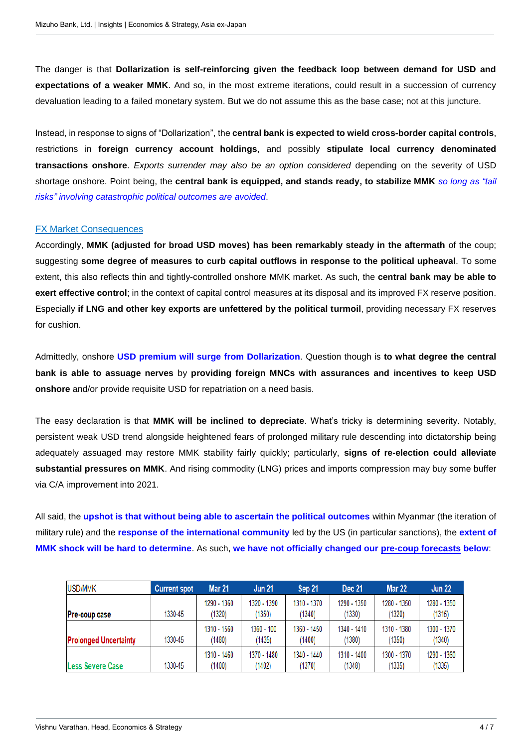The danger is that **Dollarization is self-reinforcing given the feedback loop between demand for USD and expectations of a weaker MMK**. And so, in the most extreme iterations, could result in a succession of currency devaluation leading to a failed monetary system. But we do not assume this as the base case; not at this juncture.

Instead, in response to signs of "Dollarization", the **central bank is expected to wield cross-border capital controls**, restrictions in **foreign currency account holdings**, and possibly **stipulate local currency denominated transactions onshore**. *Exports surrender may also be an option considered* depending on the severity of USD shortage onshore. Point being, the **central bank is equipped, and stands ready, to stabilize MMK** *so long as "tail risks" involving catastrophic political outcomes are avoided*.

## FX Market Consequences

Accordingly, **MMK (adjusted for broad USD moves) has been remarkably steady in the aftermath** of the coup; suggesting **some degree of measures to curb capital outflows in response to the political upheaval**. To some extent, this also reflects thin and tightly-controlled onshore MMK market. As such, the **central bank may be able to exert effective control**; in the context of capital control measures at its disposal and its improved FX reserve position. Especially **if LNG and other key exports are unfettered by the political turmoil**, providing necessary FX reserves for cushion.

Admittedly, onshore **USD premium will surge from Dollarization**. Question though is **to what degree the central bank is able to assuage nerves** by **providing foreign MNCs with assurances and incentives to keep USD onshore** and/or provide requisite USD for repatriation on a need basis.

The easy declaration is that **MMK will be inclined to depreciate**. What's tricky is determining severity. Notably, persistent weak USD trend alongside heightened fears of prolonged military rule descending into dictatorship being adequately assuaged may restore MMK stability fairly quickly; particularly, **signs of re-election could alleviate substantial pressures on MMK**. And rising commodity (LNG) prices and imports compression may buy some buffer via C/A improvement into 2021.

All said, the **upshot is that without being able to ascertain the political outcomes** within Myanmar (the iteration of military rule) and the **response of the international community** led by the US (in particular sanctions), the **extent of MMK shock will be hard to determine**. As such, **we have not officially changed our pre-coup forecasts below**:

| USD/MMK | Current spot | Mar 21 | Jun 21 | Sep 21 | Dec 21 | Mar 22 | Jun 22 |
|---|---|---|---|---|---|---|---|
| Pre-coup case | 1330-45 | 1290 - 1360 (1320) | 1320 - 1390 (1350) | 1310 - 1370 (1340) | 1290 - 1350 (1330) | 1280 - 1350 (1320) | 1280 - 1350 (1315) |
| Prolonged Uncertainty | 1330-45 | 1310 - 1560 (1480) | 1360 - 100 (1435) | 1360 - 1450 (1400) | 1340 - 1410 (1380) | 1310 - 1380 (1350) | 1300 - 1370 (1340) |
| Less Severe Case | 1330-45 | 1310 - 1460 (1400) | 1370 - 1480 (1402) | 1340 - 1440 (1370) | 1310 - 1400 (1348) | 1300 - 1370 (1335) | 1290 - 1360 (1335) |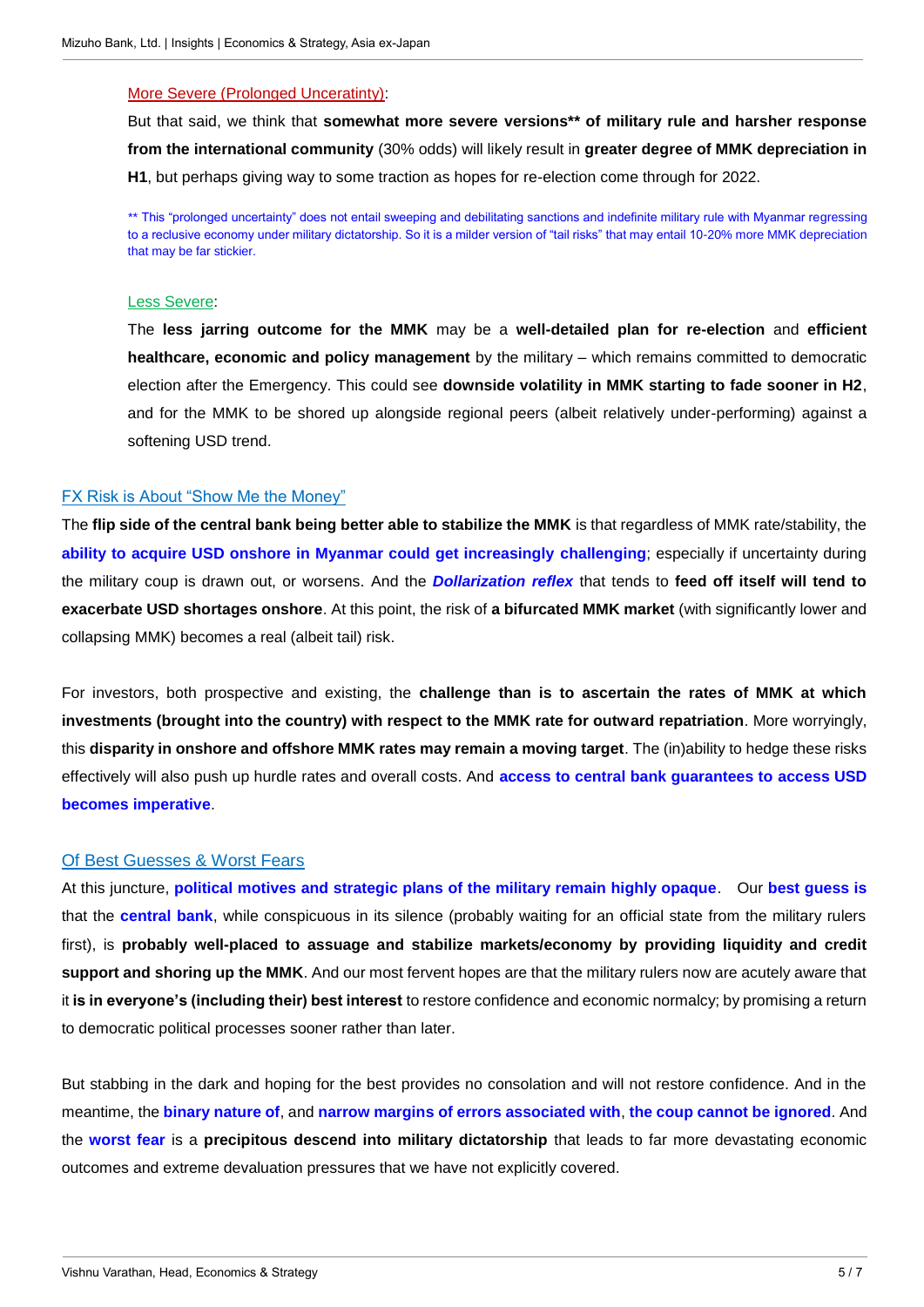More Severe (Prolonged Uncertainty):

But that said, we think that **somewhat more severe versions\*\* of military rule and harsher response from the international community** (30% odds) will likely result in **greater degree of MMK depreciation in H1**, but perhaps giving way to some traction as hopes for re-election come through for 2022.

** This "prolonged uncertainty" does not entail sweeping and debilitating sanctions and indefinite military rule with Myanmar regressing to a reclusive economy under military dictatorship. So it is a milder version of "tail risks" that may entail 10-20% more MMK depreciation that may be far stickier.

Less Severe:

The **less jarring outcome for the MMK** may be a **well-detailed plan for re-election** and **efficient healthcare, economic and policy management** by the military – which remains committed to democratic election after the Emergency. This could see **downside volatility in MMK starting to fade sooner in H2**, and for the MMK to be shored up alongside regional peers (albeit relatively under-performing) against a softening USD trend.

## FX Risk is About "Show Me the Money"

The **flip side of the central bank being better able to stabilize the MMK** is that regardless of MMK rate/stability, the **ability to acquire USD onshore in Myanmar could get increasingly challenging**; especially if uncertainty during the military coup is drawn out, or worsens. And the ***Dollarization reflex*** that tends to **feed off itself will tend to exacerbate USD shortages onshore**. At this point, the risk of **a bifurcated MMK market** (with significantly lower and collapsing MMK) becomes a real (albeit tail) risk.

For investors, both prospective and existing, the **challenge than is to ascertain the rates of MMK at which investments (brought into the country) with respect to the MMK rate for outward repatriation**. More worryingly, this **disparity in onshore and offshore MMK rates may remain a moving target**. The (in)ability to hedge these risks effectively will also push up hurdle rates and overall costs. And **access to central bank guarantees to access USD becomes imperative**.

## Of Best Guesses & Worst Fears

At this juncture, **political motives and strategic plans of the military remain highly opaque**. Our **best guess is** that the **central bank**, while conspicuous in its silence (probably waiting for an official state from the military rulers first), is **probably well-placed to assuage and stabilize markets/economy by providing liquidity and credit support and shoring up the MMK**. And our most fervent hopes are that the military rulers now are acutely aware that it **is in everyone's (including their) best interest** to restore confidence and economic normalcy; by promising a return to democratic political processes sooner rather than later.

But stabbing in the dark and hoping for the best provides no consolation and will not restore confidence. And in the meantime, the **binary nature of**, and **narrow margins of errors associated with**, **the coup cannot be ignored**. And the **worst fear** is a **precipitous descend into military dictatorship** that leads to far more devastating economic outcomes and extreme devaluation pressures that we have not explicitly covered.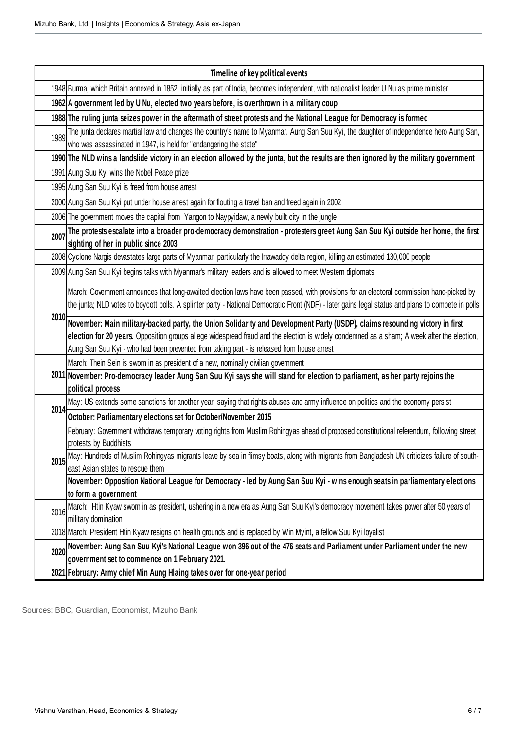| Timeline of key political events | |
|---|---|
| 1948 | Burma, which Britain annexed in 1852, initially as part of India, becomes independent, with nationalist leader U Nu as prime minister |
| **1962** | **A government led by U Nu, elected two years before, is overthrown in a military coup** |
| **1988** | **The ruling junta seizes power in the aftermath of street protests and the National League for Democracy is formed** |
| 1989 | The junta declares martial law and changes the country's name to Myanmar. Aung San Suu Kyi, the daughter of independence hero Aung San, who was assassinated in 1947, is held for "endangering the state" |
| **1990** | **The NLD wins a landslide victory in an election allowed by the junta, but the results are then ignored by the military government** |
| 1991 | Aung Suu Kyi wins the Nobel Peace prize |
| 1995 | Aung San Suu Kyi is freed from house arrest |
| 2000 | Aung San Suu Kyi put under house arrest again for flouting a travel ban and freed again in 2002 |
| 2006 | The government moves the capital from Yangon to Naypyidaw, a newly built city in the jungle |
| **2007** | **The protests escalate into a broader pro-democracy demonstration - protesters greet Aung San Suu Kyi outside her home, the first sighting of her in public since 2003** |
| 2008 | Cyclone Nargis devastates large parts of Myanmar, particularly the Irrawaddy delta region, killing an estimated 130,000 people |
| 2009 | Aung San Suu Kyi begins talks with Myanmar's military leaders and is allowed to meet Western diplomats |
| **2010** | March: Government announces that long-awaited election laws have been passed, with provisions for an electoral commission hand-picked by the junta; NLD votes to boycott polls. A splinter party - National Democratic Front (NDF) - later gains legal status and plans to compete in polls |
| | **November: Main military-backed party, the Union Solidarity and Development Party (USDP), claims resounding victory in first election for 20 years.** Opposition groups allege widespread fraud and the election is widely condemned as a sham; A week after the election, Aung San Suu Kyi - who had been prevented from taking part - is released from house arrest |
| 2011 | March: Thein Sein is sworn in as president of a new, nominally civilian government |
| | **November: Pro-democracy leader Aung San Suu Kyi says she will stand for election to parliament, as her party rejoins the political process** |
| 2014 | May: US extends some sanctions for another year, saying that rights abuses and army influence on politics and the economy persist |
| | **October: Parliamentary elections set for October/November 2015** |
| **2015** | February: Government withdraws temporary voting rights from Muslim Rohingyas ahead of proposed constitutional referendum, following street protests by Buddhists |
| | May: Hundreds of Muslim Rohingyas migrants leave by sea in flimsy boats, along with migrants from Bangladesh UN criticizes failure of south-east Asian states to rescue them |
| | **November: Opposition National League for Democracy - led by Aung San Suu Kyi - wins enough seats in parliamentary elections to form a government** |
| 2016 | March: Htin Kyaw sworn in as president, ushering in a new era as Aung San Suu Kyi's democracy movement takes power after 50 years of military domination |
| 2018 | March: President Htin Kyaw resigns on health grounds and is replaced by Win Myint, a fellow Suu Kyi loyalist |
| **2020** | **November: Aung San Suu Kyi's National League won 396 out of the 476 seats and Parliament under Parliament under the new government set to commence on 1 February 2021.** |
| **2021** | **February: Army chief Min Aung Hlaing takes over for one-year period** |

Sources: BBC, Guardian, Economist, Mizuho Bank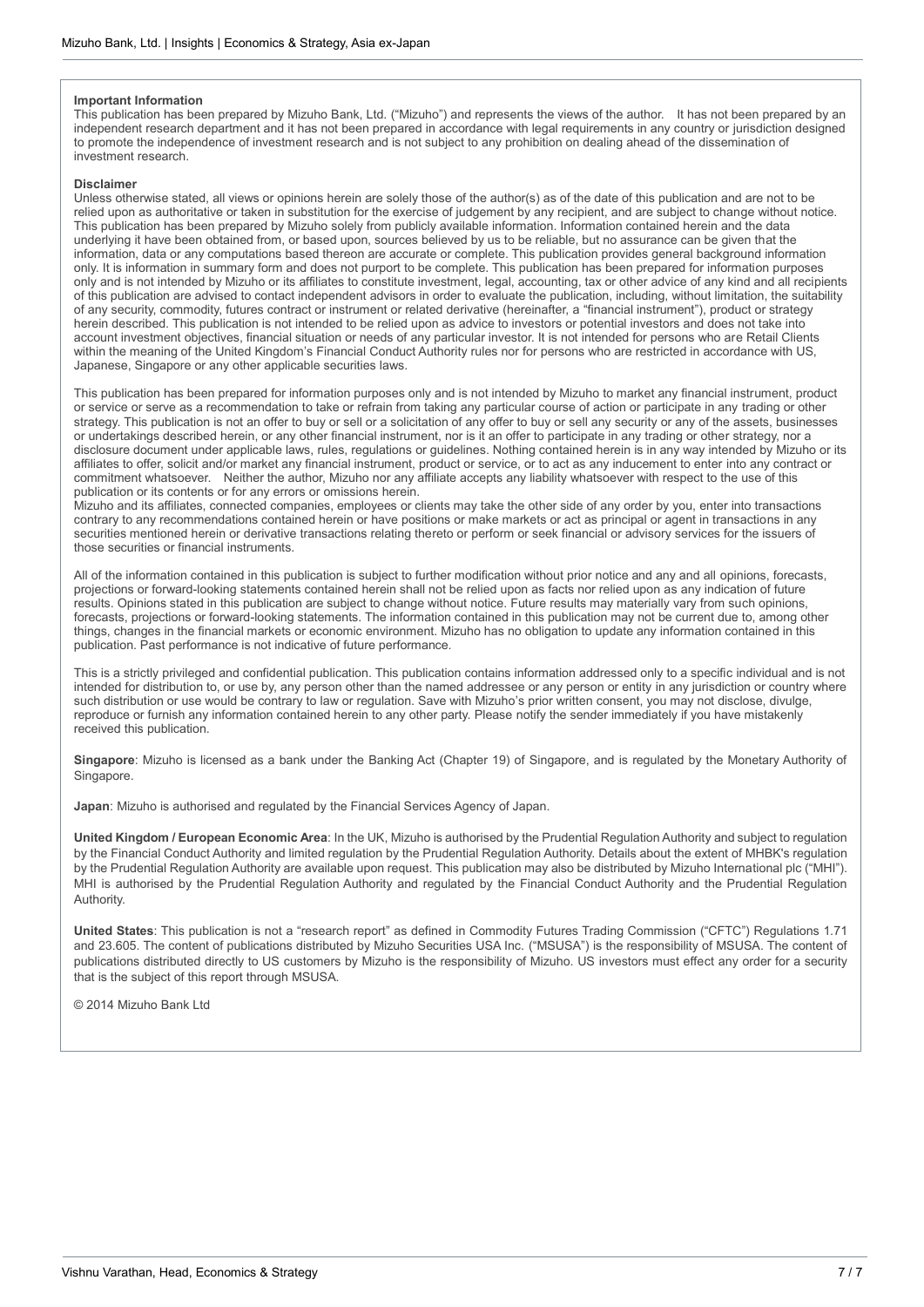**Important Information**

This publication has been prepared by Mizuho Bank, Ltd. ("Mizuho") and represents the views of the author. It has not been prepared by an independent research department and it has not been prepared in accordance with legal requirements in any country or jurisdiction designed to promote the independence of investment research and is not subject to any prohibition on dealing ahead of the dissemination of investment research.

**Disclaimer**

Unless otherwise stated, all views or opinions herein are solely those of the author(s) as of the date of this publication and are not to be relied upon as authoritative or taken in substitution for the exercise of judgement by any recipient, and are subject to change without notice. This publication has been prepared by Mizuho solely from publicly available information. Information contained herein and the data underlying it have been obtained from, or based upon, sources believed by us to be reliable, but no assurance can be given that the information, data or any computations based thereon are accurate or complete. This publication provides general background information only. It is information in summary form and does not purport to be complete. This publication has been prepared for information purposes only and is not intended by Mizuho or its affiliates to constitute investment, legal, accounting, tax or other advice of any kind and all recipients of this publication are advised to contact independent advisors in order to evaluate the publication, including, without limitation, the suitability of any security, commodity, futures contract or instrument or related derivative (hereinafter, a "financial instrument"), product or strategy herein described. This publication is not intended to be relied upon as advice to investors or potential investors and does not take into account investment objectives, financial situation or needs of any particular investor. It is not intended for persons who are Retail Clients within the meaning of the United Kingdom's Financial Conduct Authority rules nor for persons who are restricted in accordance with US, Japanese, Singapore or any other applicable securities laws.

This publication has been prepared for information purposes only and is not intended by Mizuho to market any financial instrument, product or service or serve as a recommendation to take or refrain from taking any particular course of action or participate in any trading or other strategy. This publication is not an offer to buy or sell or a solicitation of any offer to buy or sell any security or any of the assets, businesses or undertakings described herein, or any other financial instrument, nor is it an offer to participate in any trading or other strategy, nor a disclosure document under applicable laws, rules, regulations or guidelines. Nothing contained herein is in any way intended by Mizuho or its affiliates to offer, solicit and/or market any financial instrument, product or service, or to act as any inducement to enter into any contract or commitment whatsoever. Neither the author, Mizuho nor any affiliate accepts any liability whatsoever with respect to the use of this publication or its contents or for any errors or omissions herein.
Mizuho and its affiliates, connected companies, employees or clients may take the other side of any order by you, enter into transactions contrary to any recommendations contained herein or have positions or make markets or act as principal or agent in transactions in any securities mentioned herein or derivative transactions relating thereto or perform or seek financial or advisory services for the issuers of those securities or financial instruments.

All of the information contained in this publication is subject to further modification without prior notice and any and all opinions, forecasts, projections or forward-looking statements contained herein shall not be relied upon as facts nor relied upon as any indication of future results. Opinions stated in this publication are subject to change without notice. Future results may materially vary from such opinions, forecasts, projections or forward-looking statements. The information contained in this publication may not be current due to, among other things, changes in the financial markets or economic environment. Mizuho has no obligation to update any information contained in this publication. Past performance is not indicative of future performance.

This is a strictly privileged and confidential publication. This publication contains information addressed only to a specific individual and is not intended for distribution to, or use by, any person other than the named addressee or any person or entity in any jurisdiction or country where such distribution or use would be contrary to law or regulation. Save with Mizuho's prior written consent, you may not disclose, divulge, reproduce or furnish any information contained herein to any other party. Please notify the sender immediately if you have mistakenly received this publication.

**Singapore**: Mizuho is licensed as a bank under the Banking Act (Chapter 19) of Singapore, and is regulated by the Monetary Authority of Singapore.

**Japan**: Mizuho is authorised and regulated by the Financial Services Agency of Japan.

**United Kingdom / European Economic Area**: In the UK, Mizuho is authorised by the Prudential Regulation Authority and subject to regulation by the Financial Conduct Authority and limited regulation by the Prudential Regulation Authority. Details about the extent of MHBK's regulation by the Prudential Regulation Authority are available upon request. This publication may also be distributed by Mizuho International plc ("MHI"). MHI is authorised by the Prudential Regulation Authority and regulated by the Financial Conduct Authority and the Prudential Regulation Authority.

**United States**: This publication is not a "research report" as defined in Commodity Futures Trading Commission ("CFTC") Regulations 1.71 and 23.605. The content of publications distributed by Mizuho Securities USA Inc. ("MSUSA") is the responsibility of MSUSA. The content of publications distributed directly to US customers by Mizuho is the responsibility of Mizuho. US investors must effect any order for a security that is the subject of this report through MSUSA.

© 2014 Mizuho Bank Ltd